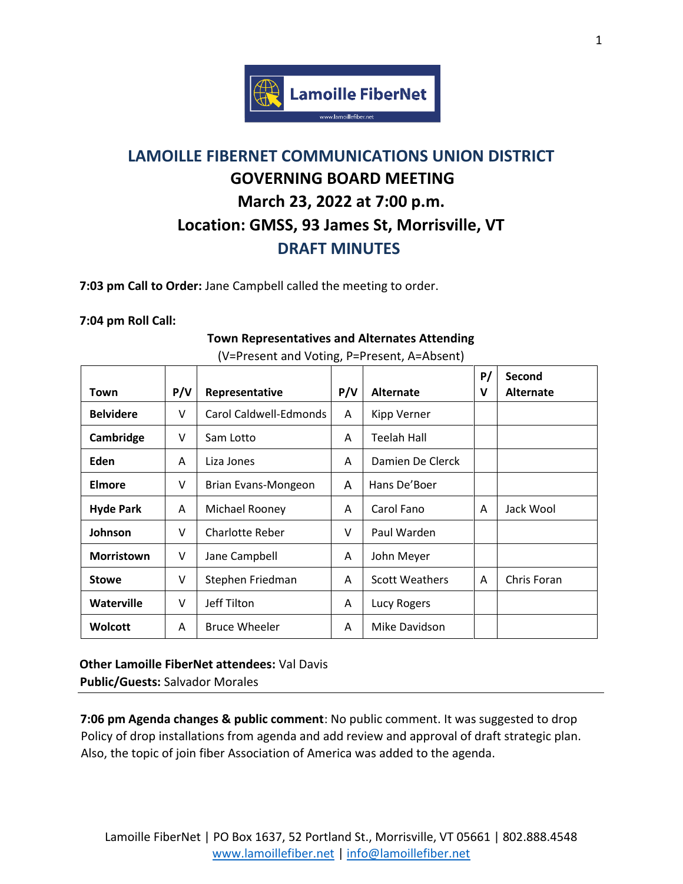# LAMOILLE FIBERNET COMMUNICATIONS UNION DISTRICT

## GOVERNING BOARD MEETING

## March 23, 2022 at 7:00 p.m.

## Location: GMSS, 93 James St, Morrisville, VT

## DRAFT MINUTES

**7:03 pm Call to Order:** Jane Campbell called the meeting to order.

**7:04 pm Roll Call:**

**Town Representatives and Alternates Attending**

(V=Present and Voting, P=Present, A=Absent)

| Town | P/V | Representative | P/V | Alternate | P/V | Second Alternate |
|---|---|---|---|---|---|---|
| **Belvidere** | V | Carol Caldwell-Edmonds | A | Kipp Verner | | |
| **Cambridge** | V | Sam Lotto | A | Teelah Hall | | |
| **Eden** | A | Liza Jones | A | Damien De Clerck | | |
| **Elmore** | V | Brian Evans-Mongeon | A | Hans De'Boer | | |
| **Hyde Park** | A | Michael Rooney | A | Carol Fano | A | Jack Wool |
| **Johnson** | V | Charlotte Reber | V | Paul Warden | | |
| **Morristown** | V | Jane Campbell | A | John Meyer | | |
| **Stowe** | V | Stephen Friedman | A | Scott Weathers | A | Chris Foran |
| **Waterville** | V | Jeff Tilton | A | Lucy Rogers | | |
| **Wolcott** | A | Bruce Wheeler | A | Mike Davidson | | |

**Other Lamoille FiberNet attendees:** Val Davis
**Public/Guests:** Salvador Morales

---

**7:06 pm Agenda changes & public comment**: No public comment. It was suggested to drop Policy of drop installations from agenda and add review and approval of draft strategic plan. Also, the topic of join fiber Association of America was added to the agenda.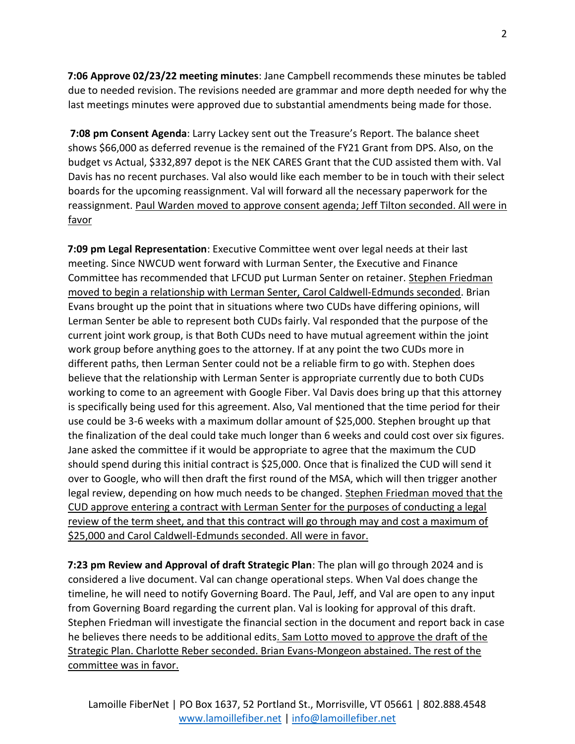**7:06 Approve 02/23/22 meeting minutes**: Jane Campbell recommends these minutes be tabled due to needed revision. The revisions needed are grammar and more depth needed for why the last meetings minutes were approved due to substantial amendments being made for those.

**7:08 pm Consent Agenda**: Larry Lackey sent out the Treasure's Report. The balance sheet shows $66,000 as deferred revenue is the remained of the FY21 Grant from DPS. Also, on the budget vs Actual, $332,897 depot is the NEK CARES Grant that the CUD assisted them with. Val Davis has no recent purchases. Val also would like each member to be in touch with their select boards for the upcoming reassignment. Val will forward all the necessary paperwork for the reassignment. <u>Paul Warden moved to approve consent agenda; Jeff Tilton seconded. All were in favor</u>

**7:09 pm Legal Representation**: Executive Committee went over legal needs at their last meeting. Since NWCUD went forward with Lurman Senter, the Executive and Finance Committee has recommended that LFCUD put Lurman Senter on retainer. <u>Stephen Friedman moved to begin a relationship with Lerman Senter, Carol Caldwell-Edmunds seconded</u>. Brian Evans brought up the point that in situations where two CUDs have differing opinions, will Lerman Senter be able to represent both CUDs fairly. Val responded that the purpose of the current joint work group, is that Both CUDs need to have mutual agreement within the joint work group before anything goes to the attorney. If at any point the two CUDs more in different paths, then Lerman Senter could not be a reliable firm to go with. Stephen does believe that the relationship with Lerman Senter is appropriate currently due to both CUDs working to come to an agreement with Google Fiber. Val Davis does bring up that this attorney is specifically being used for this agreement. Also, Val mentioned that the time period for their use could be 3-6 weeks with a maximum dollar amount of $25,000. Stephen brought up that the finalization of the deal could take much longer than 6 weeks and could cost over six figures. Jane asked the committee if it would be appropriate to agree that the maximum the CUD should spend during this initial contract is $25,000. Once that is finalized the CUD will send it over to Google, who will then draft the first round of the MSA, which will then trigger another legal review, depending on how much needs to be changed. <u>Stephen Friedman moved that the CUD approve entering a contract with Lerman Senter for the purposes of conducting a legal review of the term sheet, and that this contract will go through may and cost a maximum of $25,000 and Carol Caldwell-Edmunds seconded. All were in favor.</u>

**7:23 pm Review and Approval of draft Strategic Plan**: The plan will go through 2024 and is considered a live document. Val can change operational steps. When Val does change the timeline, he will need to notify Governing Board. The Paul, Jeff, and Val are open to any input from Governing Board regarding the current plan. Val is looking for approval of this draft. Stephen Friedman will investigate the financial section in the document and report back in case he believes there needs to be additional edits<u>. Sam Lotto moved to approve the draft of the Strategic Plan. Charlotte Reber seconded. Brian Evans-Mongeon abstained. The rest of the committee was in favor.</u>

Lamoille FiberNet | PO Box 1637, 52 Portland St., Morrisville, VT 05661 | 802.888.4548
www.lamoillefiber.net | info@lamoillefiber.net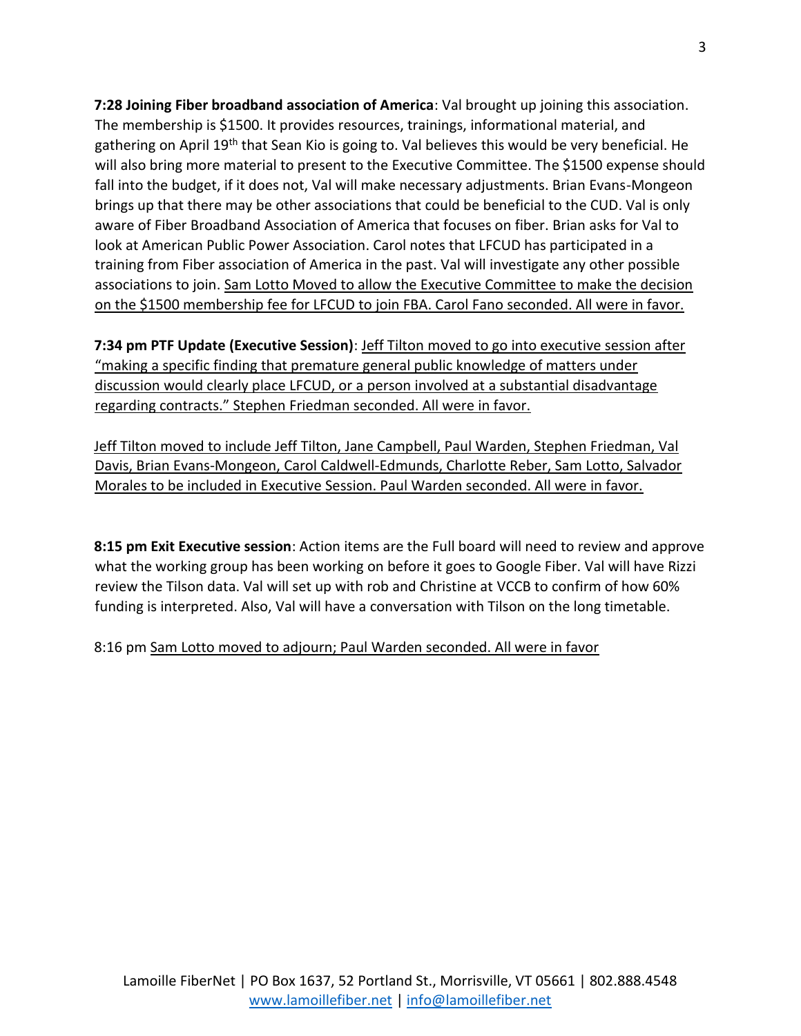**7:28 Joining Fiber broadband association of America**: Val brought up joining this association. The membership is $1500. It provides resources, trainings, informational material, and gathering on April 19th that Sean Kio is going to. Val believes this would be very beneficial. He will also bring more material to present to the Executive Committee. The $1500 expense should fall into the budget, if it does not, Val will make necessary adjustments. Brian Evans-Mongeon brings up that there may be other associations that could be beneficial to the CUD. Val is only aware of Fiber Broadband Association of America that focuses on fiber. Brian asks for Val to look at American Public Power Association. Carol notes that LFCUD has participated in a training from Fiber association of America in the past. Val will investigate any other possible associations to join. Sam Lotto Moved to allow the Executive Committee to make the decision on the $1500 membership fee for LFCUD to join FBA. Carol Fano seconded. All were in favor.

**7:34 pm PTF Update (Executive Session)**: Jeff Tilton moved to go into executive session after "making a specific finding that premature general public knowledge of matters under discussion would clearly place LFCUD, or a person involved at a substantial disadvantage regarding contracts." Stephen Friedman seconded. All were in favor.

Jeff Tilton moved to include Jeff Tilton, Jane Campbell, Paul Warden, Stephen Friedman, Val Davis, Brian Evans-Mongeon, Carol Caldwell-Edmunds, Charlotte Reber, Sam Lotto, Salvador Morales to be included in Executive Session. Paul Warden seconded. All were in favor.

**8:15 pm Exit Executive session**: Action items are the Full board will need to review and approve what the working group has been working on before it goes to Google Fiber. Val will have Rizzi review the Tilson data. Val will set up with rob and Christine at VCCB to confirm of how 60% funding is interpreted. Also, Val will have a conversation with Tilson on the long timetable.

8:16 pm Sam Lotto moved to adjourn; Paul Warden seconded. All were in favor

Lamoille FiberNet | PO Box 1637, 52 Portland St., Morrisville, VT 05661 | 802.888.4548
www.lamoillefiber.net | info@lamoillefiber.net